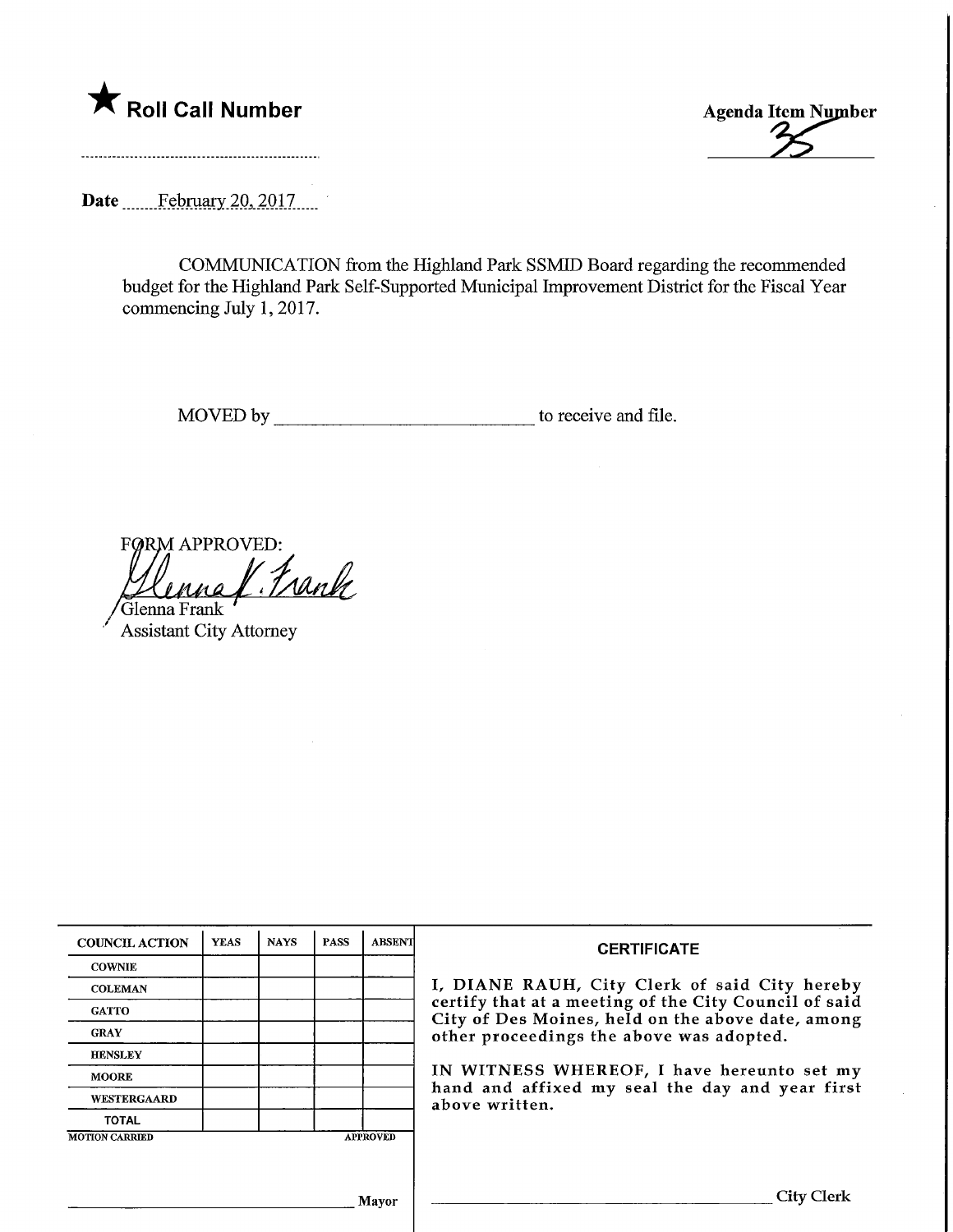★ **Roll Call Number**

**Agenda Item Number**
35

**Date** February 20, 2017

COMMUNICATION from the Highland Park SSMID Board regarding the recommended budget for the Highland Park Self-Supported Municipal Improvement District for the Fiscal Year commencing July 1, 2017.

MOVED by ______________________________ to receive and file.

FORM APPROVED:

Glenna K. Frank

Glenna Frank
Assistant City Attorney

| COUNCIL ACTION | YEAS | NAYS | PASS | ABSENT |
|---|---|---|---|---|
| COWNIE | | | | |
| COLEMAN | | | | |
| GATTO | | | | |
| GRAY | | | | |
| HENSLEY | | | | |
| MOORE | | | | |
| WESTERGAARD | | | | |
| TOTAL | | | | |

MOTION CARRIED APPROVED

______________________________ Mayor

**CERTIFICATE**

I, DIANE RAUH, City Clerk of said City hereby certify that at a meeting of the City Council of said City of Des Moines, held on the above date, among other proceedings the above was adopted.

IN WITNESS WHEREOF, I have hereunto set my hand and affixed my seal the day and year first above written.

______________________________ City Clerk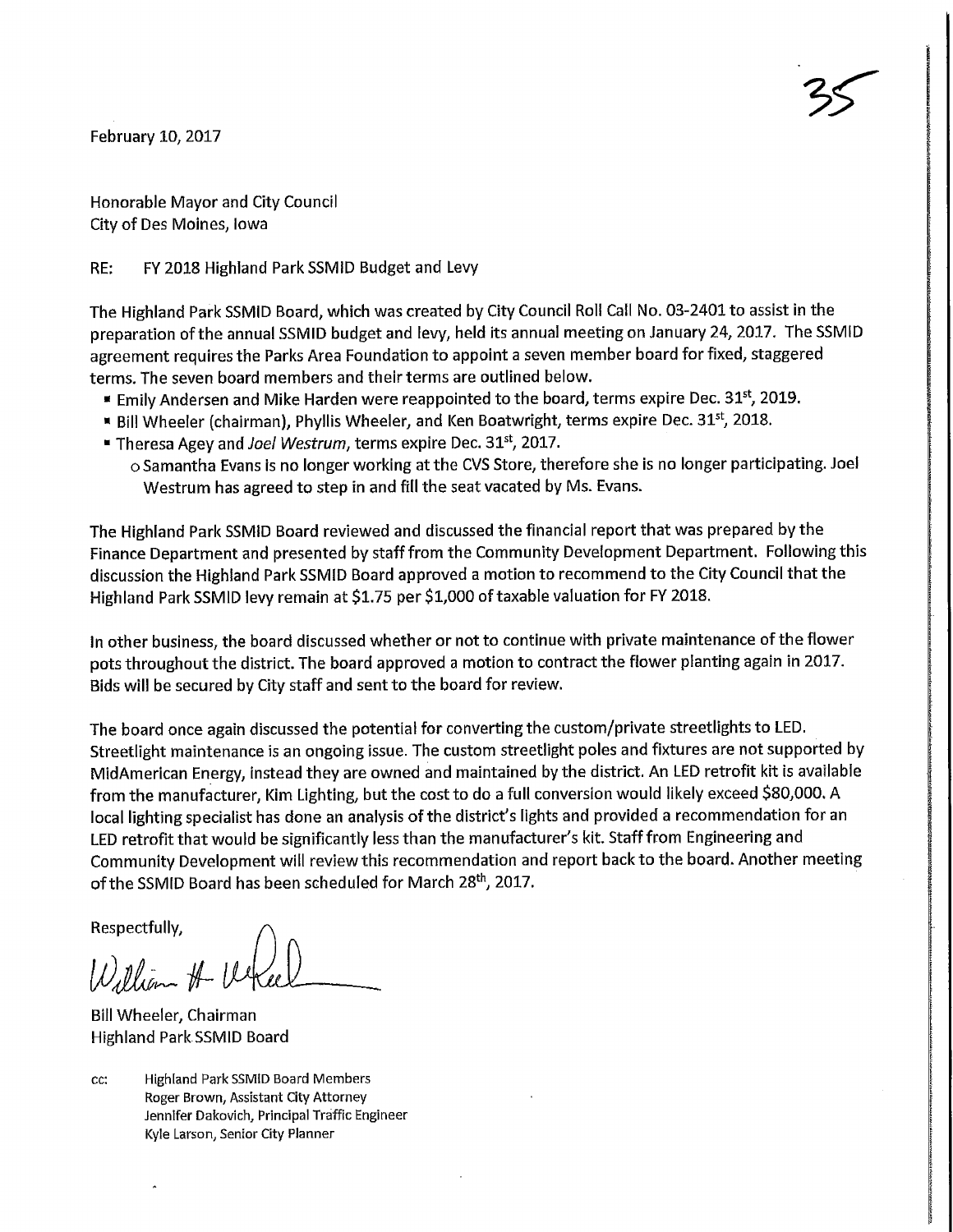35

February 10, 2017

Honorable Mayor and City Council
City of Des Moines, Iowa

RE: FY 2018 Highland Park SSMID Budget and Levy

The Highland Park SSMID Board, which was created by City Council Roll Call No. 03-2401 to assist in the preparation of the annual SSMID budget and levy, held its annual meeting on January 24, 2017. The SSMID agreement requires the Parks Area Foundation to appoint a seven member board for fixed, staggered terms. The seven board members and their terms are outlined below.

- Emily Andersen and Mike Harden were reappointed to the board, terms expire Dec. 31st, 2019.
- Bill Wheeler (chairman), Phyllis Wheeler, and Ken Boatwright, terms expire Dec. 31st, 2018.
- Theresa Agey and *Joel Westrum*, terms expire Dec. 31st, 2017.
  - Samantha Evans is no longer working at the CVS Store, therefore she is no longer participating. Joel Westrum has agreed to step in and fill the seat vacated by Ms. Evans.

The Highland Park SSMID Board reviewed and discussed the financial report that was prepared by the Finance Department and presented by staff from the Community Development Department. Following this discussion the Highland Park SSMID Board approved a motion to recommend to the City Council that the Highland Park SSMID levy remain at $1.75 per $1,000 of taxable valuation for FY 2018.

In other business, the board discussed whether or not to continue with private maintenance of the flower pots throughout the district. The board approved a motion to contract the flower planting again in 2017. Bids will be secured by City staff and sent to the board for review.

The board once again discussed the potential for converting the custom/private streetlights to LED. Streetlight maintenance is an ongoing issue. The custom streetlight poles and fixtures are not supported by MidAmerican Energy, instead they are owned and maintained by the district. An LED retrofit kit is available from the manufacturer, Kim Lighting, but the cost to do a full conversion would likely exceed $80,000. A local lighting specialist has done an analysis of the district's lights and provided a recommendation for an LED retrofit that would be significantly less than the manufacturer's kit. Staff from Engineering and Community Development will review this recommendation and report back to the board. Another meeting of the SSMID Board has been scheduled for March 28th, 2017.

Respectfully,

William H. Wheeler

Bill Wheeler, Chairman
Highland Park SSMID Board

cc: Highland Park SSMID Board Members
Roger Brown, Assistant City Attorney
Jennifer Dakovich, Principal Traffic Engineer
Kyle Larson, Senior City Planner